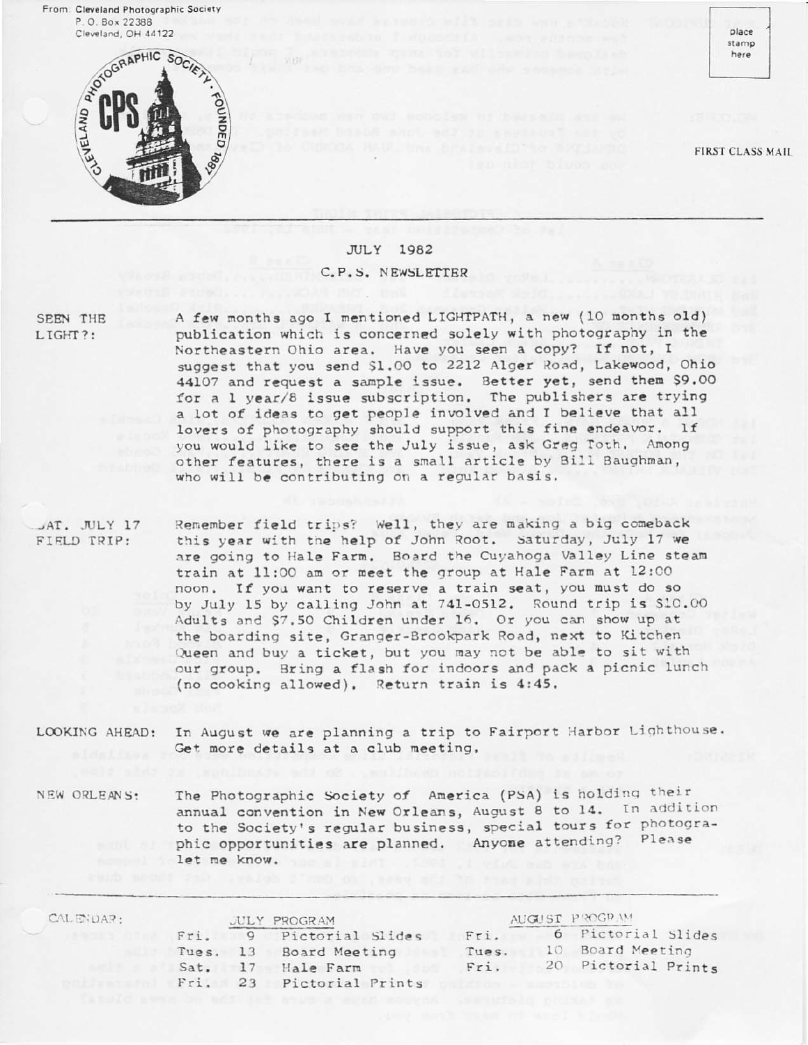From: Cleveland Photographic Society
P. O. Box 22388
Cleveland, OH 44122

CLEVELAND PHOTOGRAPHIC SOCIETY CPS FOUNDED 1887

place stamp here

FIRST CLASS MAIL

JULY 1982

C.P.S. NEWSLETTER

**SEEN THE LIGHT?:** A few months ago I mentioned LIGHTPATH, a new (10 months old) publication which is concerned solely with photography in the Northeastern Ohio area. Have you seen a copy? If not, I suggest that you send $1.00 to 2212 Alger Road, Lakewood, Ohio 44107 and request a sample issue. Better yet, send them $9.00 for a 1 year/8 issue subscription. The publishers are trying a lot of ideas to get people involved and I believe that all lovers of photography should support this fine endeavor. If you would like to see the July issue, ask Greg Toth. Among other features, there is a small article by Bill Baughman, who will be contributing on a regular basis.

**SAT. JULY 17 FIELD TRIP:** Remember field trips? Well, they are making a big comeback this year with the help of John Root. Saturday, July 17 we are going to Hale Farm. Board the Cuyahoga Valley Line steam train at 11:00 am or meet the group at Hale Farm at 12:00 noon. If you want to reserve a train seat, you must do so by July 15 by calling John at 741-0512. Round trip is $10.00 Adults and $7.50 Children under 16. Or you can show up at the boarding site, Granger-Brookpark Road, next to Kitchen Queen and buy a ticket, but you may not be able to sit with our group. Bring a flash for indoors and pack a picnic lunch (no cooking allowed). Return train is 4:45.

**LOOKING AHEAD:** In August we are planning a trip to Fairport Harbor Lighthouse. Get more details at a club meeting.

**NEW ORLEANS:** The Photographic Society of America (PSA) is holding their annual convention in New Orleans, August 8 to 14. In addition to the Society's regular business, special tours for photographic opportunities are planned. Anyone attending? Please let me know.

**CALENDAR:**

| JULY PROGRAM | | | AUGUST PROGRAM | | |
|---|---|---|---|---|---|
| Fri. | 9 | Pictorial Slides | Fri. | 6 | Pictorial Slides |
| Tues. | 13 | Board Meeting | Tues. | 10 | Board Meeting |
| Sat. | 17 | Hale Farm | Fri. | 20 | Pictorial Prints |
| Fri. | 23 | Pictorial Prints | | | |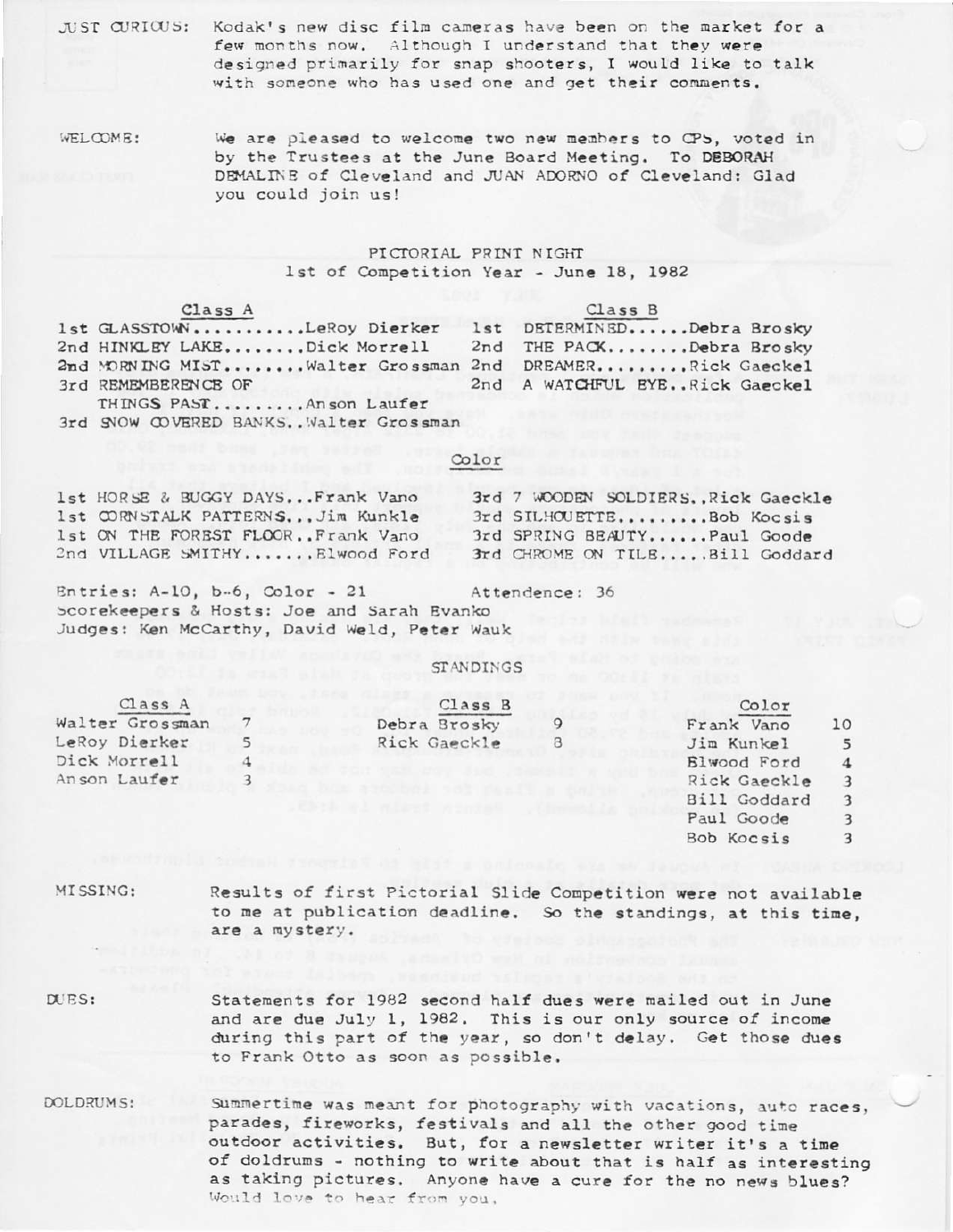JUST CURIOUS: Kodak's new disc film cameras have been on the market for a few months now. Although I understand that they were designed primarily for snap shooters, I would like to talk with someone who has used one and get their comments.

WELCOME: We are pleased to welcome two new members to CPS, voted in by the Trustees at the June Board Meeting. To DEBORAH DEMALINE of Cleveland and JUAN ADORNO of Cleveland: Glad you could join us!

## PICTORIAL PRINT NIGHT
### 1st of Competition Year - June 18, 1982

**Class A**

1st GLASSTOWN..........LeRoy Dierker
2nd HINKLEY LAKE........Dick Morrell
2nd MORNING MIST........Walter Grossman
3rd REMEMBERENCE OF THINGS PAST.........Anson Laufer
3rd SNOW COVERED BANKS..Walter Grossman

**Class B**

1st DETERMINED......Debra Brosky
2nd THE PACK........Debra Brosky
2nd DREAMER.........Rick Gaeckel
2nd A WATCHFUL EYE..Rick Gaeckel

**Color**

1st HORSE & BUGGY DAYS...Frank Vano
1st CORNSTALK PATTERNS...Jim Kunkle
1st ON THE FOREST FLOOR..Frank Vano
2nd VILLAGE SMITHY.......Elwood Ford
3rd 7 WOODEN SOLDIERS..Rick Gaeckle
3rd SILHOUETTE.........Bob Kocsis
3rd SPRING BEAUTY......Paul Goode
3rd CHROME ON TILE.....Bill Goddard

Entries: A-10, b-6, Color - 21　　Attendance: 36
Scorekeepers & Hosts: Joe and Sarah Evanko
Judges: Ken McCarthy, David Weld, Peter Wauk

## STANDINGS

**Class A**

| | |
|---|---|
| Walter Grossman | 7 |
| LeRoy Dierker | 5 |
| Dick Morrell | 4 |
| Anson Laufer | 3 |

**Class B**

| | |
|---|---|
| Debra Brosky | 9 |
| Rick Gaeckle | 8 |

**Color**

| | |
|---|---|
| Frank Vano | 10 |
| Jim Kunkel | 5 |
| Elwood Ford | 4 |
| Rick Gaeckle | 3 |
| Bill Goddard | 3 |
| Paul Goode | 3 |
| Bob Kocsis | 3 |

MISSING: Results of first Pictorial Slide Competition were not available to me at publication deadline. So the standings, at this time, are a mystery.

DUES: Statements for 1982 second half dues were mailed out in June and are due July 1, 1982. This is our only source of income during this part of the year, so don't delay. Get those dues to Frank Otto as soon as possible.

DOLDRUMS: Summertime was meant for photography with vacations, auto races, parades, fireworks, festivals and all the other good time outdoor activities. But, for a newsletter writer it's a time of doldrums - nothing to write about that is half as interesting as taking pictures. Anyone have a cure for the no news blues? Would love to hear from you.